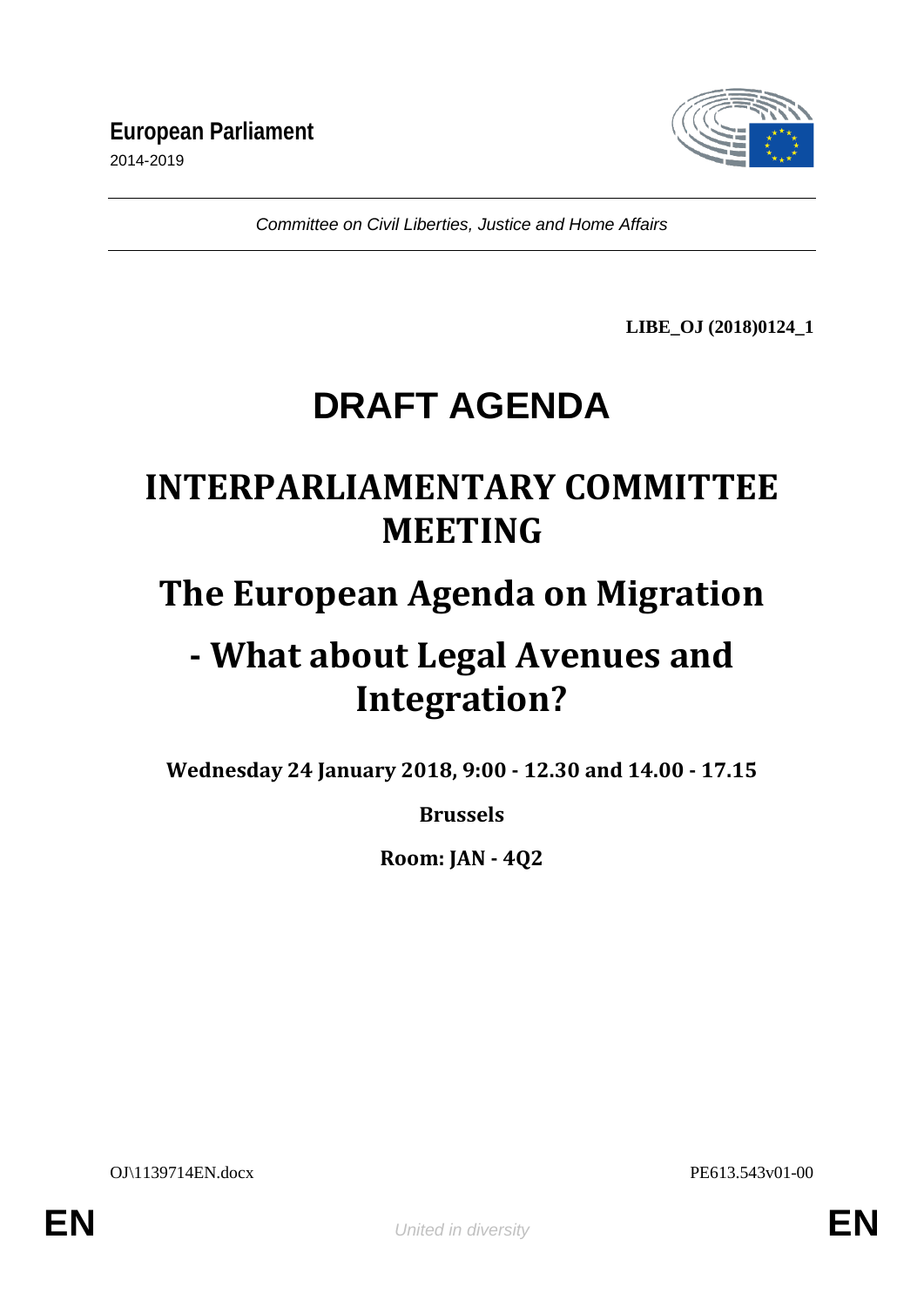**European Parliament**
2014-2019

*Committee on Civil Liberties, Justice and Home Affairs*

**LIBE_OJ (2018)0124_1**

# DRAFT AGENDA

# INTERPARLIAMENTARY COMMITTEE MEETING

# The European Agenda on Migration

# - What about Legal Avenues and Integration?

**Wednesday 24 January 2018, 9:00 - 12.30 and 14.00 - 17.15**

**Brussels**

**Room: JAN - 4Q2**

OJ\1139714EN.docx PE613.543v01-00

EN *United in diversity* EN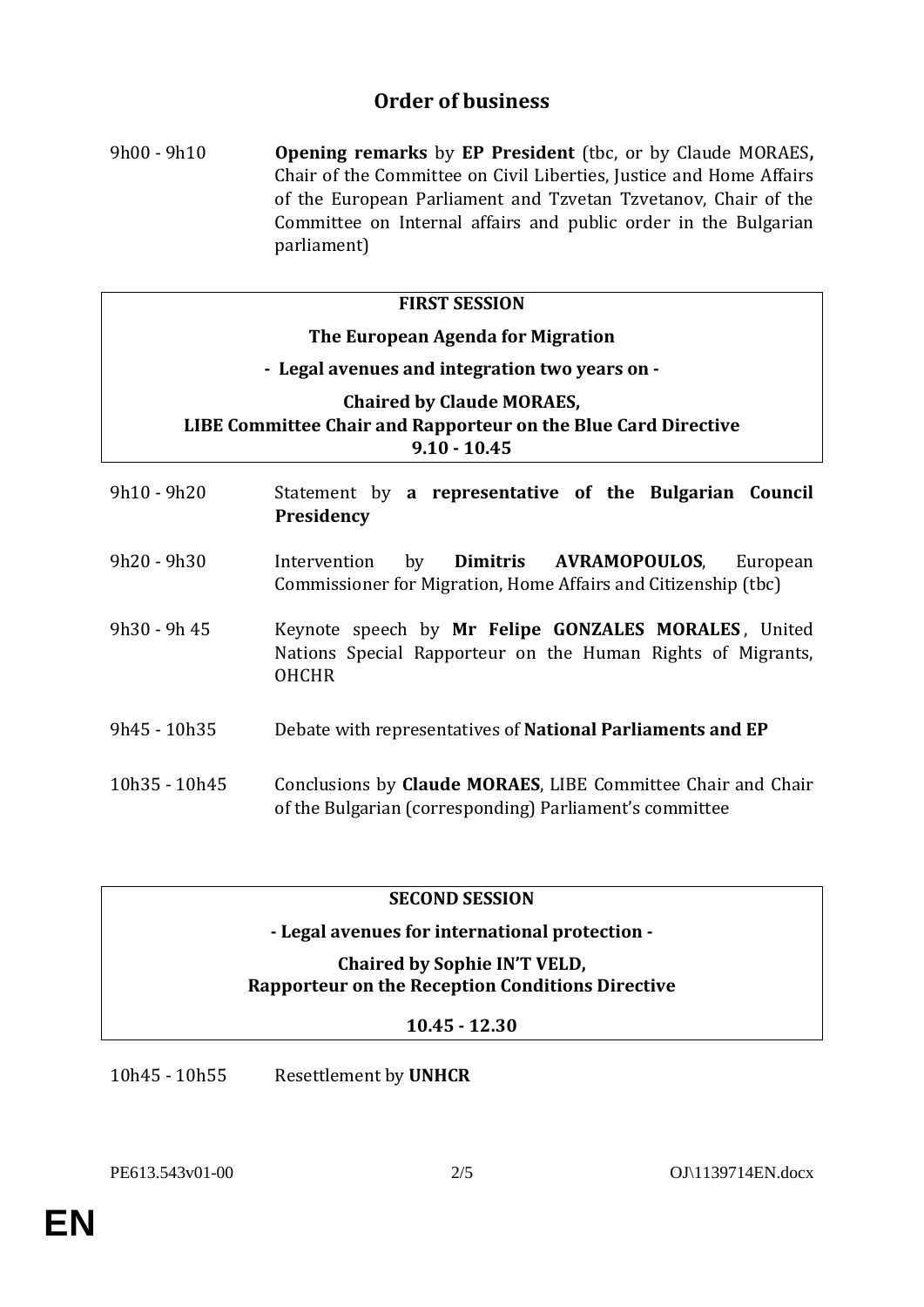## Order of business

9h00 - 9h10 **Opening remarks** by **EP President** (tbc, or by Claude MORAES**,** Chair of the Committee on Civil Liberties, Justice and Home Affairs of the European Parliament and Tzvetan Tzvetanov, Chair of the Committee on Internal affairs and public order in the Bulgarian parliament)

**FIRST SESSION**

**The European Agenda for Migration**

**- Legal avenues and integration two years on -**

**Chaired by Claude MORAES,**
**LIBE Committee Chair and Rapporteur on the Blue Card Directive**
**9.10 - 10.45**

9h10 - 9h20 Statement by **a representative of the Bulgarian Council Presidency**

9h20 - 9h30 Intervention by **Dimitris AVRAMOPOULOS**, European Commissioner for Migration, Home Affairs and Citizenship (tbc)

9h30 - 9h 45 Keynote speech by **Mr Felipe GONZALES MORALES**, United Nations Special Rapporteur on the Human Rights of Migrants, OHCHR

9h45 - 10h35 Debate with representatives of **National Parliaments and EP**

10h35 - 10h45 Conclusions by **Claude MORAES**, LIBE Committee Chair and Chair of the Bulgarian (corresponding) Parliament's committee

**SECOND SESSION**

**- Legal avenues for international protection -**

**Chaired by Sophie IN'T VELD,**
**Rapporteur on the Reception Conditions Directive**

**10.45 - 12.30**

10h45 - 10h55 Resettlement by **UNHCR**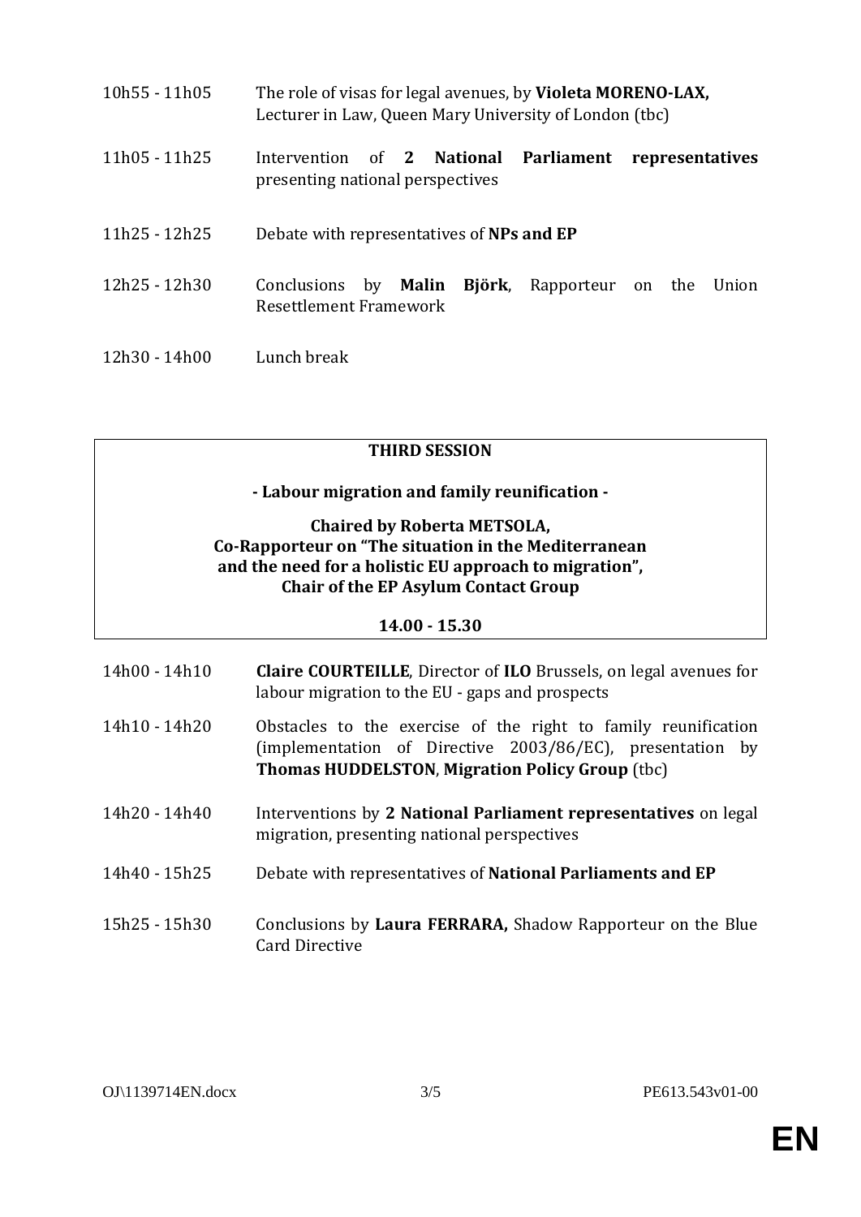| | |
|---|---|
| 10h55 - 11h05 | The role of visas for legal avenues, by **Violeta MORENO-LAX,** Lecturer in Law, Queen Mary University of London (tbc) |
| 11h05 - 11h25 | Intervention of **2 National Parliament representatives** presenting national perspectives |
| 11h25 - 12h25 | Debate with representatives of **NPs and EP** |
| 12h25 - 12h30 | Conclusions by **Malin Björk**, Rapporteur on the Union Resettlement Framework |
| 12h30 - 14h00 | Lunch break |

**THIRD SESSION**

**- Labour migration and family reunification -**

**Chaired by Roberta METSOLA,**
**Co-Rapporteur on "The situation in the Mediterranean and the need for a holistic EU approach to migration",**
**Chair of the EP Asylum Contact Group**

**14.00 - 15.30**

| | |
|---|---|
| 14h00 - 14h10 | **Claire COURTEILLE**, Director of **ILO** Brussels, on legal avenues for labour migration to the EU - gaps and prospects |
| 14h10 - 14h20 | Obstacles to the exercise of the right to family reunification (implementation of Directive 2003/86/EC), presentation by **Thomas HUDDELSTON**, **Migration Policy Group** (tbc) |
| 14h20 - 14h40 | Interventions by **2 National Parliament representatives** on legal migration, presenting national perspectives |
| 14h40 - 15h25 | Debate with representatives of **National Parliaments and EP** |
| 15h25 - 15h30 | Conclusions by **Laura FERRARA,** Shadow Rapporteur on the Blue Card Directive |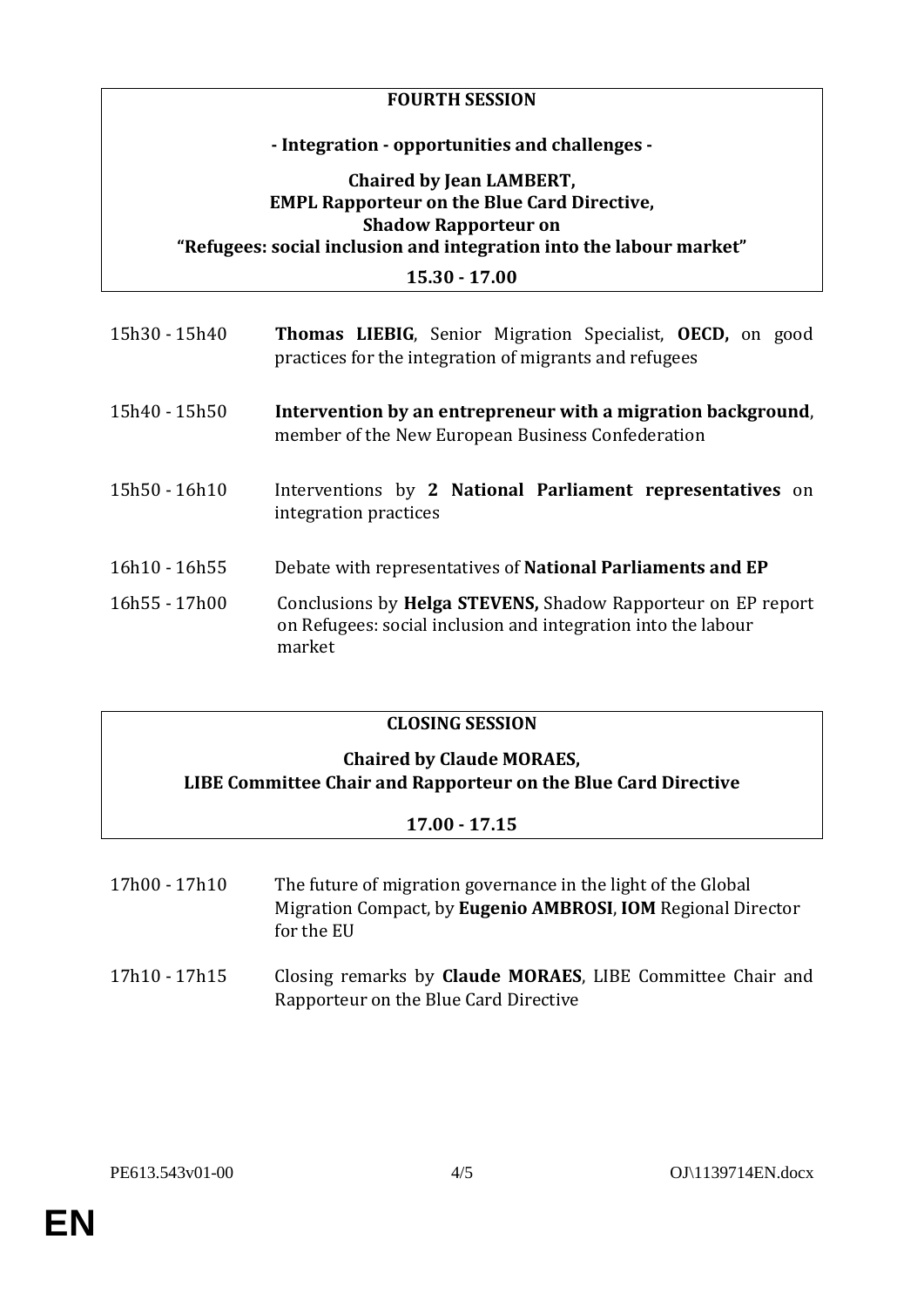**FOURTH SESSION**

**- Integration - opportunities and challenges -**

**Chaired by Jean LAMBERT,**
**EMPL Rapporteur on the Blue Card Directive,**
**Shadow Rapporteur on**
**"Refugees: social inclusion and integration into the labour market"**

**15.30 - 17.00**

| | |
|---|---|
| 15h30 - 15h40 | **Thomas LIEBIG**, Senior Migration Specialist, **OECD,** on good practices for the integration of migrants and refugees |
| 15h40 - 15h50 | **Intervention by an entrepreneur with a migration background**, member of the New European Business Confederation |
| 15h50 - 16h10 | Interventions by **2 National Parliament representatives** on integration practices |
| 16h10 - 16h55 | Debate with representatives of **National Parliaments and EP** |
| 16h55 - 17h00 | Conclusions by **Helga STEVENS,** Shadow Rapporteur on EP report on Refugees: social inclusion and integration into the labour market |

**CLOSING SESSION**

**Chaired by Claude MORAES,**
**LIBE Committee Chair and Rapporteur on the Blue Card Directive**

**17.00 - 17.15**

| | |
|---|---|
| 17h00 - 17h10 | The future of migration governance in the light of the Global Migration Compact, by **Eugenio AMBROSI**, **IOM** Regional Director for the EU |
| 17h10 - 17h15 | Closing remarks by **Claude MORAES**, LIBE Committee Chair and Rapporteur on the Blue Card Directive |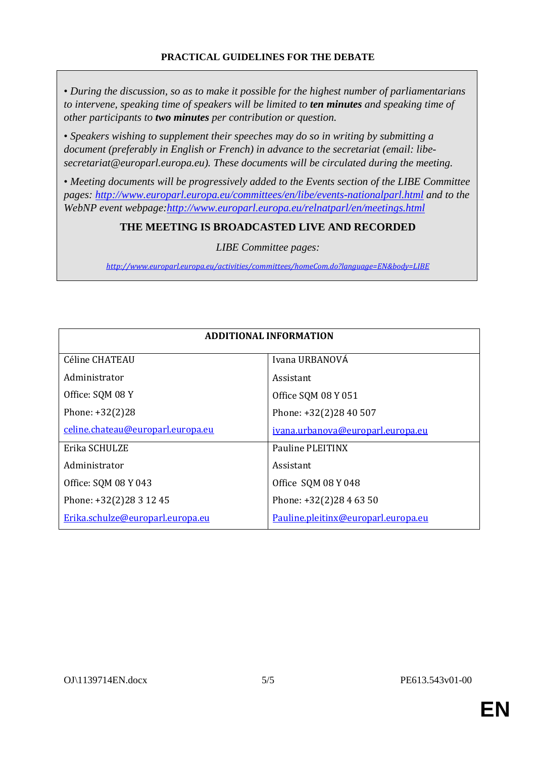## PRACTICAL GUIDELINES FOR THE DEBATE

- *During the discussion, so as to make it possible for the highest number of parliamentarians to intervene, speaking time of speakers will be limited to **ten minutes** and speaking time of other participants to **two minutes** per contribution or question.*
- *Speakers wishing to supplement their speeches may do so in writing by submitting a document (preferably in English or French) in advance to the secretariat (email: libe-secretariat@europarl.europa.eu). These documents will be circulated during the meeting.*
- *Meeting documents will be progressively added to the Events section of the LIBE Committee pages: http://www.europarl.europa.eu/committees/en/libe/events-nationalparl.html and to the WebNP event webpage:http://www.europarl.europa.eu/relnatparl/en/meetings.html*

**THE MEETING IS BROADCASTED LIVE AND RECORDED**

*LIBE Committee pages:*

*http://www.europarl.europa.eu/activities/committees/homeCom.do?language=EN&body=LIBE*

| ADDITIONAL INFORMATION | |
|---|---|
| Céline CHATEAU<br>Administrator<br>Office: SQM 08 Y<br>Phone: +32(2)28<br>celine.chateau@europarl.europa.eu | Ivana URBANOVÁ<br>Assistant<br>Office SQM 08 Y 051<br>Phone: +32(2)28 40 507<br>ivana.urbanova@europarl.europa.eu |
| Erika SCHULZE<br>Administrator<br>Office: SQM 08 Y 043<br>Phone: +32(2)28 3 12 45<br>Erika.schulze@europarl.europa.eu | Pauline PLEITINX<br>Assistant<br>Office SQM 08 Y 048<br>Phone: +32(2)28 4 63 50<br>Pauline.pleitinx@europarl.europa.eu |